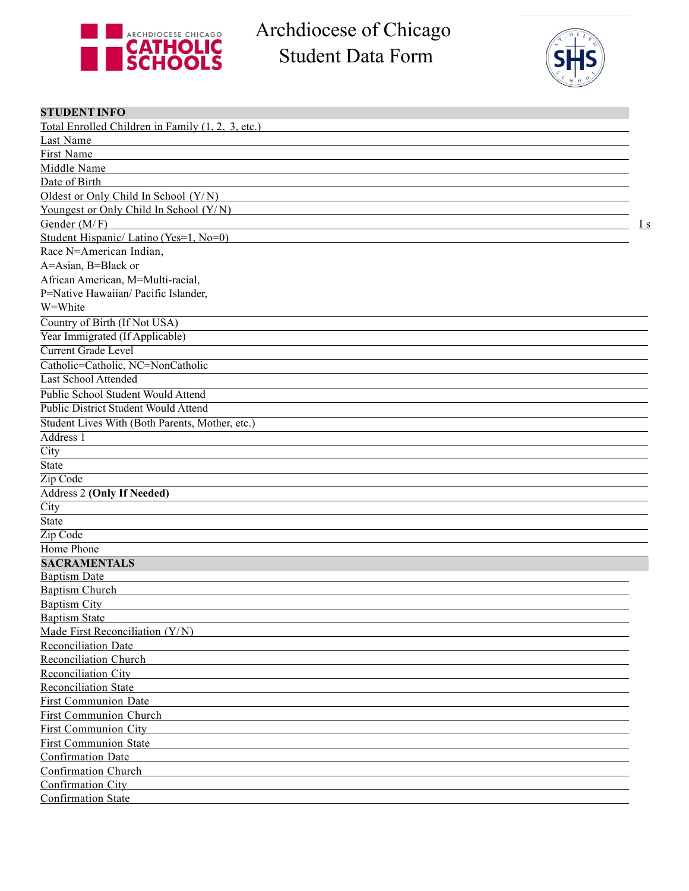ARCHDIOCESE CHICAGO CATHOLIC SCHOOLS

# Archdiocese of Chicago
# Student Data Form

## STUDENT INFO

Total Enrolled Children in Family (1, 2, 3, etc.) \_\_\_\_\_\_\_\_\_\_

Last Name \_\_\_\_\_\_\_\_\_\_

First Name \_\_\_\_\_\_\_\_\_\_

Middle Name \_\_\_\_\_\_\_\_\_\_

Date of Birth \_\_\_\_\_\_\_\_\_\_

Oldest or Only Child In School (Y/N) \_\_\_\_\_\_\_\_\_\_

Youngest or Only Child In School (Y/N) \_\_\_\_\_\_\_\_\_\_

Gender (M/F) \_\_\_\_\_\_\_\_\_\_ I s

Student Hispanic/ Latino (Yes=1, No=0) \_\_\_\_\_\_\_\_\_\_

Race N=American Indian,
A=Asian, B=Black or
African American, M=Multi-racial,
P=Native Hawaiian/ Pacific Islander,
W=White \_\_\_\_\_\_\_\_\_\_

Country of Birth (If Not USA) \_\_\_\_\_\_\_\_\_\_

Year Immigrated (If Applicable) \_\_\_\_\_\_\_\_\_\_

Current Grade Level \_\_\_\_\_\_\_\_\_\_

Catholic=Catholic, NC=NonCatholic \_\_\_\_\_\_\_\_\_\_

Last School Attended \_\_\_\_\_\_\_\_\_\_

Public School Student Would Attend \_\_\_\_\_\_\_\_\_\_

Public District Student Would Attend \_\_\_\_\_\_\_\_\_\_

Student Lives With (Both Parents, Mother, etc.) \_\_\_\_\_\_\_\_\_\_

Address 1 \_\_\_\_\_\_\_\_\_\_

City \_\_\_\_\_\_\_\_\_\_

State \_\_\_\_\_\_\_\_\_\_

Zip Code \_\_\_\_\_\_\_\_\_\_

Address 2 **(Only If Needed)** \_\_\_\_\_\_\_\_\_\_

City \_\_\_\_\_\_\_\_\_\_

State \_\_\_\_\_\_\_\_\_\_

Zip Code \_\_\_\_\_\_\_\_\_\_

Home Phone \_\_\_\_\_\_\_\_\_\_

## SACRAMENTALS

Baptism Date \_\_\_\_\_\_\_\_\_\_

Baptism Church \_\_\_\_\_\_\_\_\_\_

Baptism City \_\_\_\_\_\_\_\_\_\_

Baptism State \_\_\_\_\_\_\_\_\_\_

Made First Reconciliation (Y/N) \_\_\_\_\_\_\_\_\_\_

Reconciliation Date \_\_\_\_\_\_\_\_\_\_

Reconciliation Church \_\_\_\_\_\_\_\_\_\_

Reconciliation City \_\_\_\_\_\_\_\_\_\_

Reconciliation State \_\_\_\_\_\_\_\_\_\_

First Communion Date \_\_\_\_\_\_\_\_\_\_

First Communion Church \_\_\_\_\_\_\_\_\_\_

First Communion City \_\_\_\_\_\_\_\_\_\_

First Communion State \_\_\_\_\_\_\_\_\_\_

Confirmation Date \_\_\_\_\_\_\_\_\_\_

Confirmation Church \_\_\_\_\_\_\_\_\_\_

Confirmation City \_\_\_\_\_\_\_\_\_\_

Confirmation State \_\_\_\_\_\_\_\_\_\_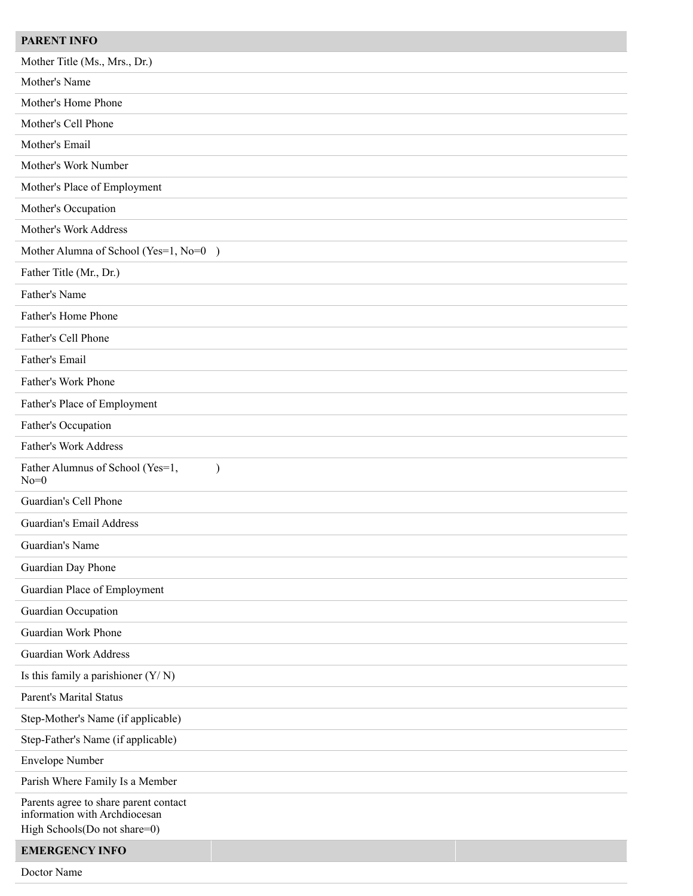| PARENT INFO | |
|---|---|
| Mother Title (Ms., Mrs., Dr.) | |
| Mother's Name | |
| Mother's Home Phone | |
| Mother's Cell Phone | |
| Mother's Email | |
| Mother's Work Number | |
| Mother's Place of Employment | |
| Mother's Occupation | |
| Mother's Work Address | |
| Mother Alumna of School (Yes=1, No=0 ) | |
| Father Title (Mr., Dr.) | |
| Father's Name | |
| Father's Home Phone | |
| Father's Cell Phone | |
| Father's Email | |
| Father's Work Phone | |
| Father's Place of Employment | |
| Father's Occupation | |
| Father's Work Address | |
| Father Alumnus of School (Yes=1, No=0 ) | |
| Guardian's Cell Phone | |
| Guardian's Email Address | |
| Guardian's Name | |
| Guardian Day Phone | |
| Guardian Place of Employment | |
| Guardian Occupation | |
| Guardian Work Phone | |
| Guardian Work Address | |
| Is this family a parishioner (Y/ N) | |
| Parent's Marital Status | |
| Step-Mother's Name (if applicable) | |
| Step-Father's Name (if applicable) | |
| Envelope Number | |
| Parish Where Family Is a Member | |
| Parents agree to share parent contact information with Archdiocesan High Schools(Do not share=0) | |

| EMERGENCY INFO | | |
|---|---|---|
| Doctor Name | | |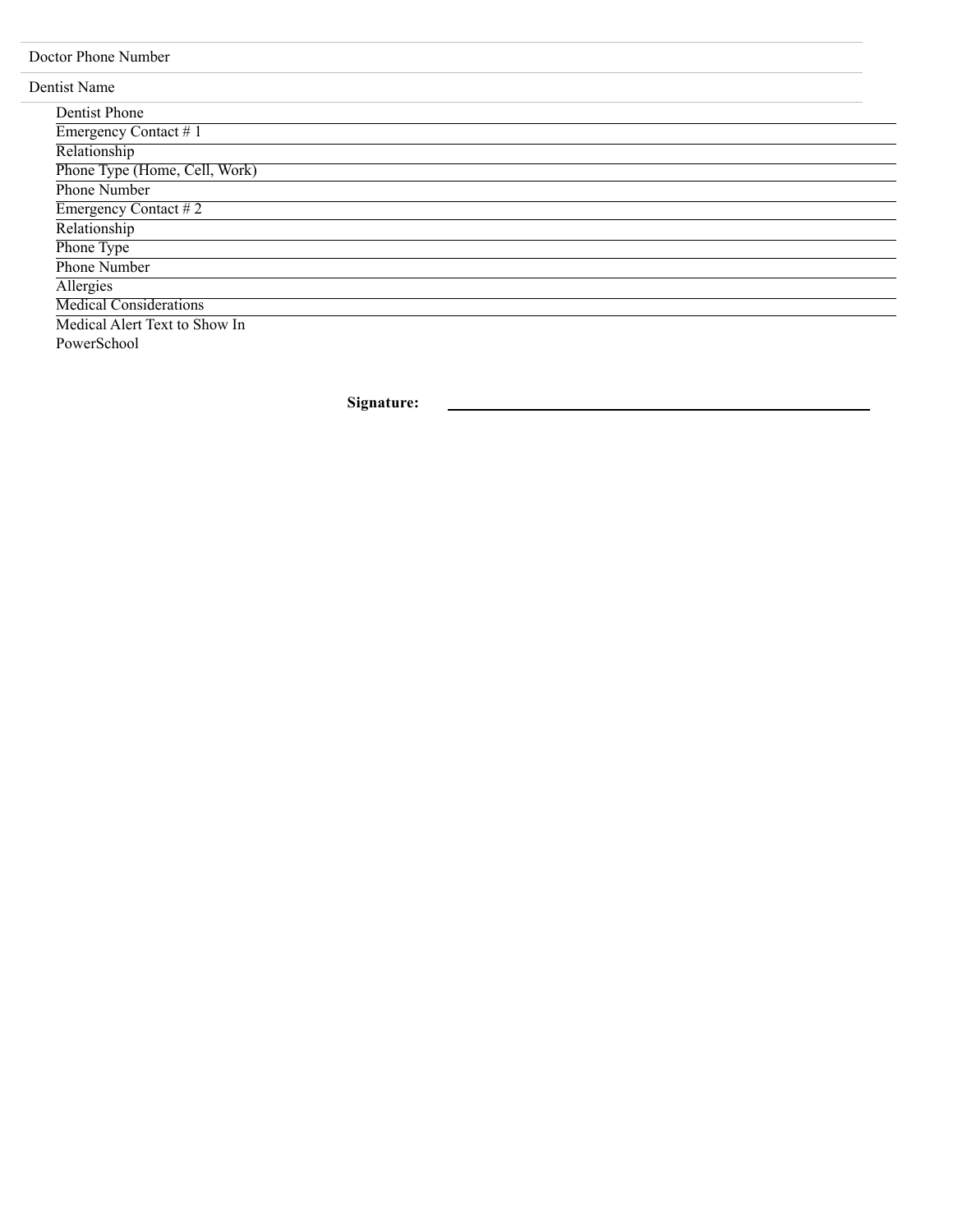| | |
|---|---|
| Doctor Phone Number | |
| Dentist Name | |

| | |
|---|---|
| Dentist Phone | |
| Emergency Contact # 1 | |
| Relationship | |
| Phone Type (Home, Cell, Work) | |
| Phone Number | |
| Emergency Contact # 2 | |
| Relationship | |
| Phone Type | |
| Phone Number | |
| Allergies | |
| Medical Considerations | |
| Medical Alert Text to Show In PowerSchool | |

**Signature:** ______________________________